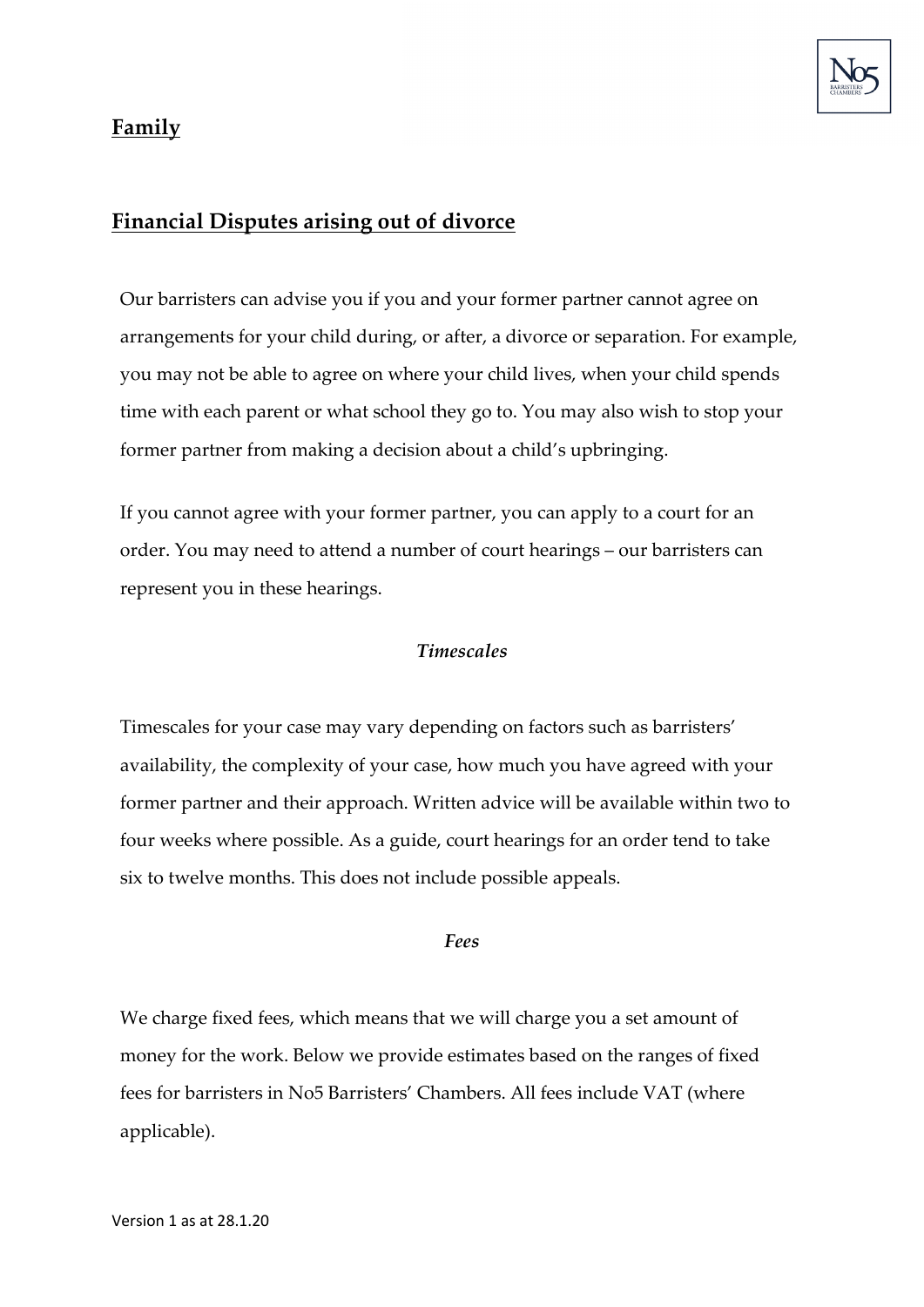## Family

## Financial Disputes arising out of divorce

Our barristers can advise you if you and your former partner cannot agree on arrangements for your child during, or after, a divorce or separation. For example, you may not be able to agree on where your child lives, when your child spends time with each parent or what school they go to. You may also wish to stop your former partner from making a decision about a child's upbringing.

If you cannot agree with your former partner, you can apply to a court for an order. You may need to attend a number of court hearings – our barristers can represent you in these hearings.

### *Timescales*

Timescales for your case may vary depending on factors such as barristers' availability, the complexity of your case, how much you have agreed with your former partner and their approach. Written advice will be available within two to four weeks where possible. As a guide, court hearings for an order tend to take six to twelve months. This does not include possible appeals.

### *Fees*

We charge fixed fees, which means that we will charge you a set amount of money for the work. Below we provide estimates based on the ranges of fixed fees for barristers in No5 Barristers' Chambers. All fees include VAT (where applicable).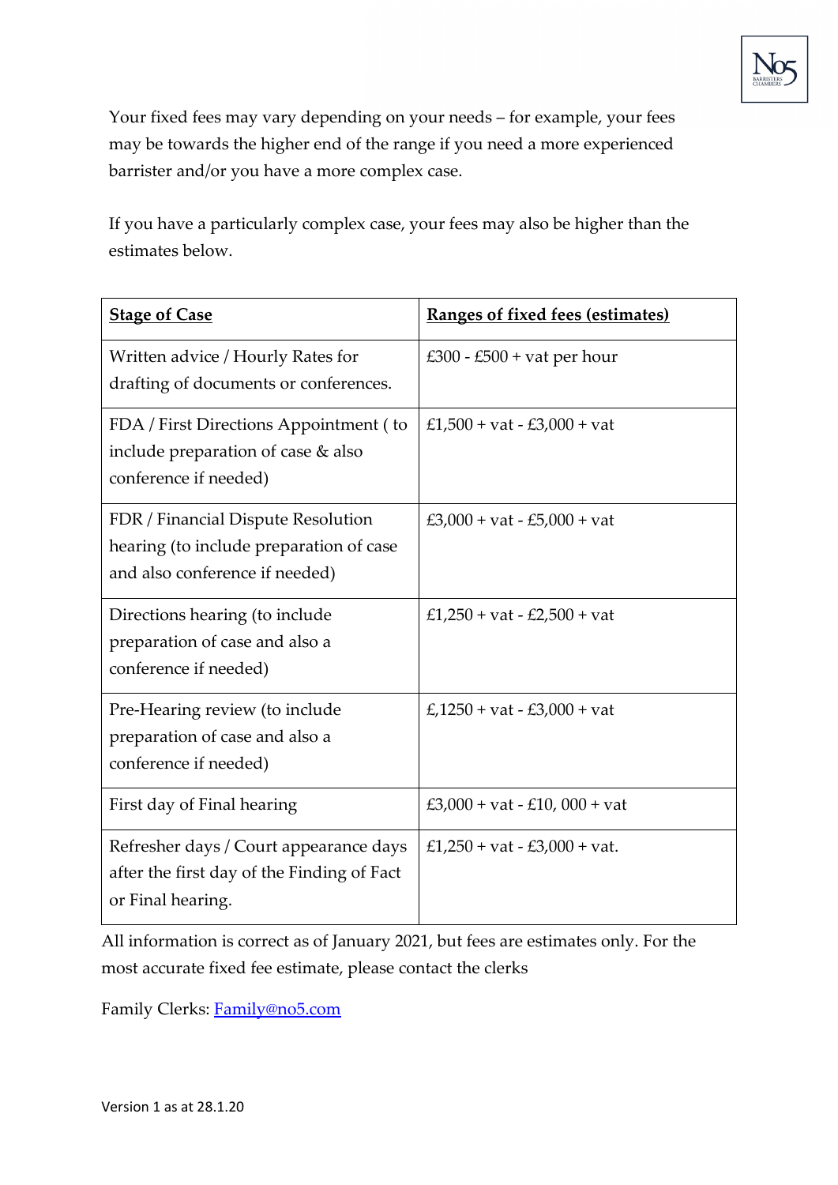Your fixed fees may vary depending on your needs – for example, your fees may be towards the higher end of the range if you need a more experienced barrister and/or you have a more complex case.

If you have a particularly complex case, your fees may also be higher than the estimates below.

| **<u>Stage of Case</u>** | **<u>Ranges of fixed fees (estimates)</u>** |
| --- | --- |
| Written advice / Hourly Rates for drafting of documents or conferences. | £300 - £500 + vat per hour |
| FDA / First Directions Appointment ( to include preparation of case & also conference if needed) | £1,500 + vat - £3,000 + vat |
| FDR / Financial Dispute Resolution hearing (to include preparation of case and also conference if needed) | £3,000 + vat - £5,000 + vat |
| Directions hearing (to include preparation of case and also a conference if needed) | £1,250 + vat - £2,500 + vat |
| Pre-Hearing review (to include preparation of case and also a conference if needed) | £,1250 + vat - £3,000 + vat |
| First day of Final hearing | £3,000 + vat - £10, 000 + vat |
| Refresher days / Court appearance days after the first day of the Finding of Fact or Final hearing. | £1,250 + vat - £3,000 + vat. |

All information is correct as of January 2021, but fees are estimates only. For the most accurate fixed fee estimate, please contact the clerks

Family Clerks: [Family@no5.com](mailto:Family@no5.com)

Version 1 as at 28.1.20